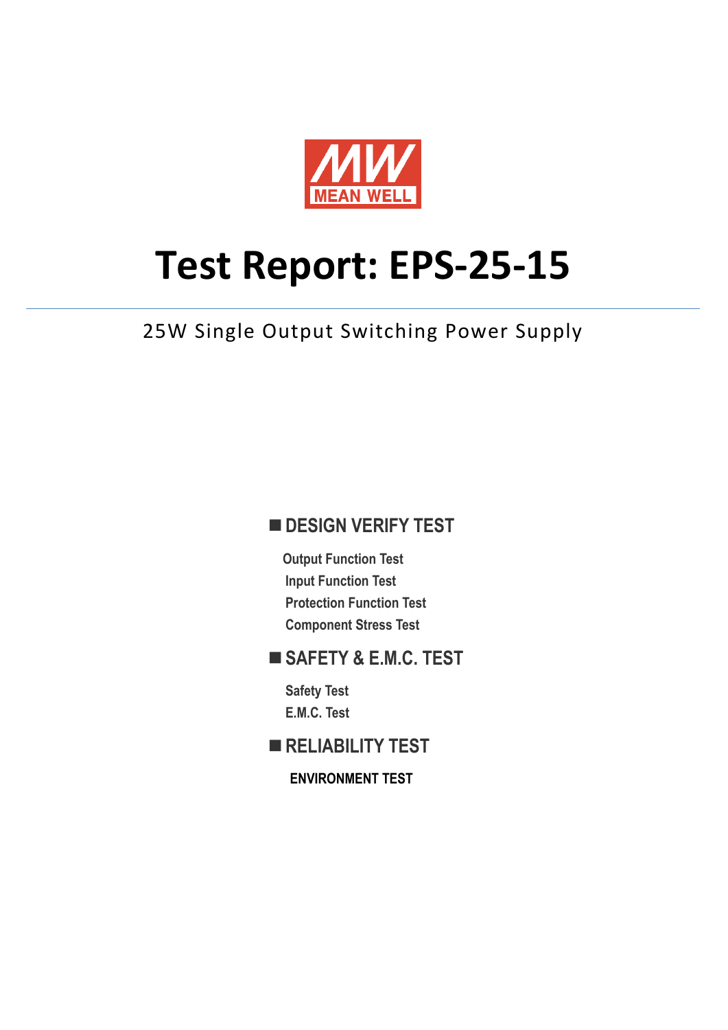MEAN WELL

# Test Report: EPS-25-15

25W Single Output Switching Power Supply

## ■ DESIGN VERIFY TEST

- Output Function Test
- Input Function Test
- Protection Function Test
- Component Stress Test

## ■ SAFETY & E.M.C. TEST

- Safety Test
- E.M.C. Test

## ■ RELIABILITY TEST

- ENVIRONMENT TEST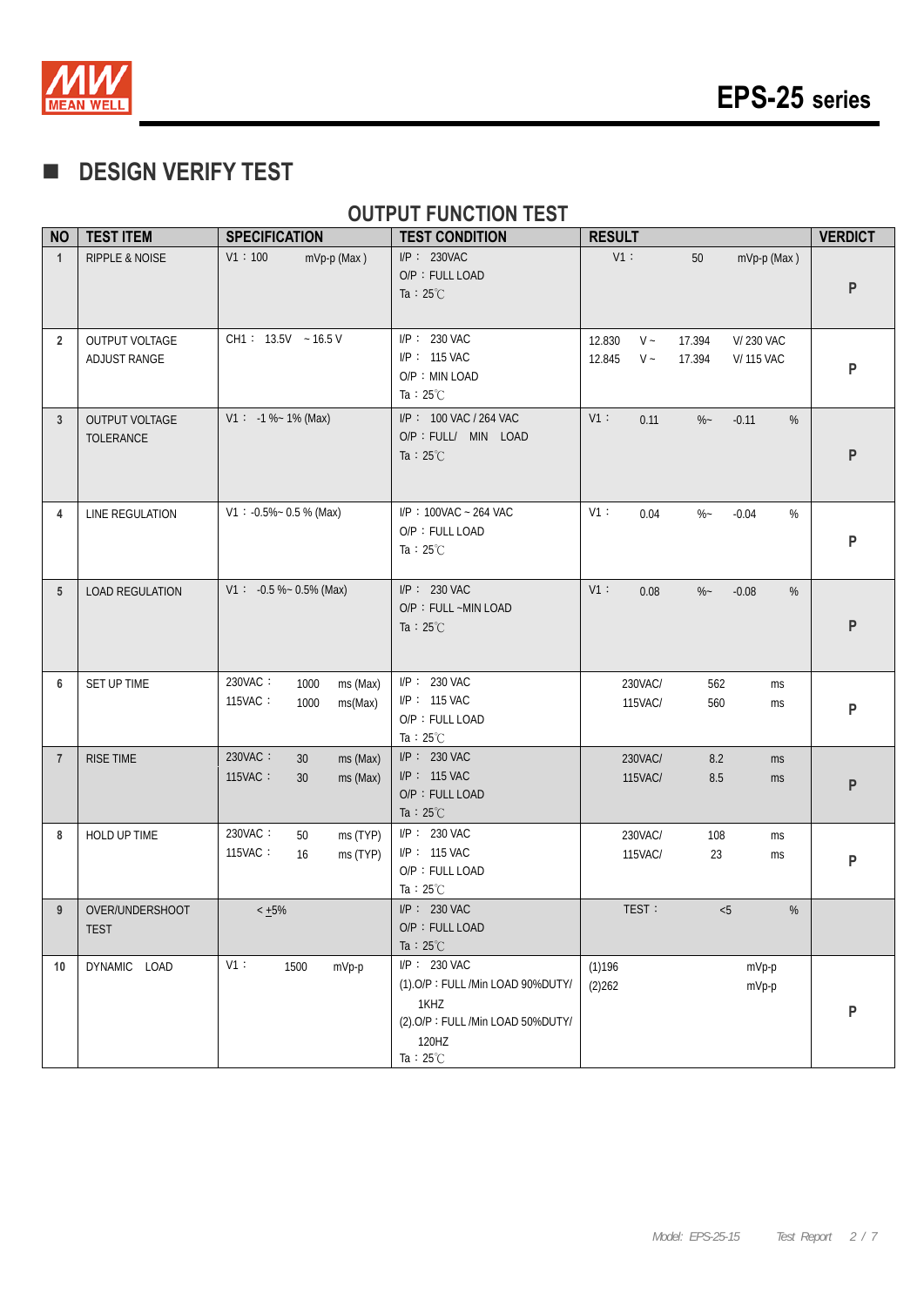## DESIGN VERIFY TEST

### OUTPUT FUNCTION TEST

| NO | TEST ITEM | SPECIFICATION | TEST CONDITION | RESULT | VERDICT |
|---|---|---|---|---|---|
| 1 | RIPPLE & NOISE | V1：100 mVp-p (Max ) | I/P： 230VAC<br>O/P：FULL LOAD<br>Ta：25℃ | V1： 50 mVp-p (Max ) | P |
| 2 | OUTPUT VOLTAGE ADJUST RANGE | CH1： 13.5V ~ 16.5 V | I/P： 230 VAC<br>I/P： 115 VAC<br>O/P：MIN LOAD<br>Ta：25℃ | 12.830 V ~ 17.394 V/ 230 VAC<br>12.845 V ~ 17.394 V/ 115 VAC | P |
| 3 | OUTPUT VOLTAGE TOLERANCE | V1： -1 %~ 1% (Max) | I/P： 100 VAC / 264 VAC<br>O/P：FULL/ MIN LOAD<br>Ta：25℃ | V1： 0.11 %~ -0.11 % | P |
| 4 | LINE REGULATION | V1：-0.5%~ 0.5 % (Max) | I/P：100VAC ~ 264 VAC<br>O/P：FULL LOAD<br>Ta：25℃ | V1： 0.04 %~ -0.04 % | P |
| 5 | LOAD REGULATION | V1： -0.5 %~ 0.5% (Max) | I/P： 230 VAC<br>O/P：FULL ~MIN LOAD<br>Ta：25℃ | V1： 0.08 %~ -0.08 % | P |
| 6 | SET UP TIME | 230VAC： 1000 ms (Max)<br>115VAC： 1000 ms(Max) | I/P： 230 VAC<br>I/P： 115 VAC<br>O/P：FULL LOAD<br>Ta：25℃ | 230VAC/ 562 ms<br>115VAC/ 560 ms | P |
| 7 | RISE TIME | 230VAC： 30 ms (Max)<br>115VAC： 30 ms (Max) | I/P： 230 VAC<br>I/P： 115 VAC<br>O/P：FULL LOAD<br>Ta：25℃ | 230VAC/ 8.2 ms<br>115VAC/ 8.5 ms | P |
| 8 | HOLD UP TIME | 230VAC： 50 ms (TYP)<br>115VAC： 16 ms (TYP) | I/P： 230 VAC<br>I/P： 115 VAC<br>O/P：FULL LOAD<br>Ta：25℃ | 230VAC/ 108 ms<br>115VAC/ 23 ms | P |
| 9 | OVER/UNDERSHOOT TEST | < ±5% | I/P： 230 VAC<br>O/P：FULL LOAD<br>Ta：25℃ | TEST： <5 % | |
| 10 | DYNAMIC LOAD | V1： 1500 mVp-p | I/P： 230 VAC<br>(1).O/P：FULL /Min LOAD 90%DUTY/ 1KHZ<br>(2).O/P：FULL /Min LOAD 50%DUTY/ 120HZ<br>Ta：25℃ | (1)196 mVp-p<br>(2)262 mVp-p | P |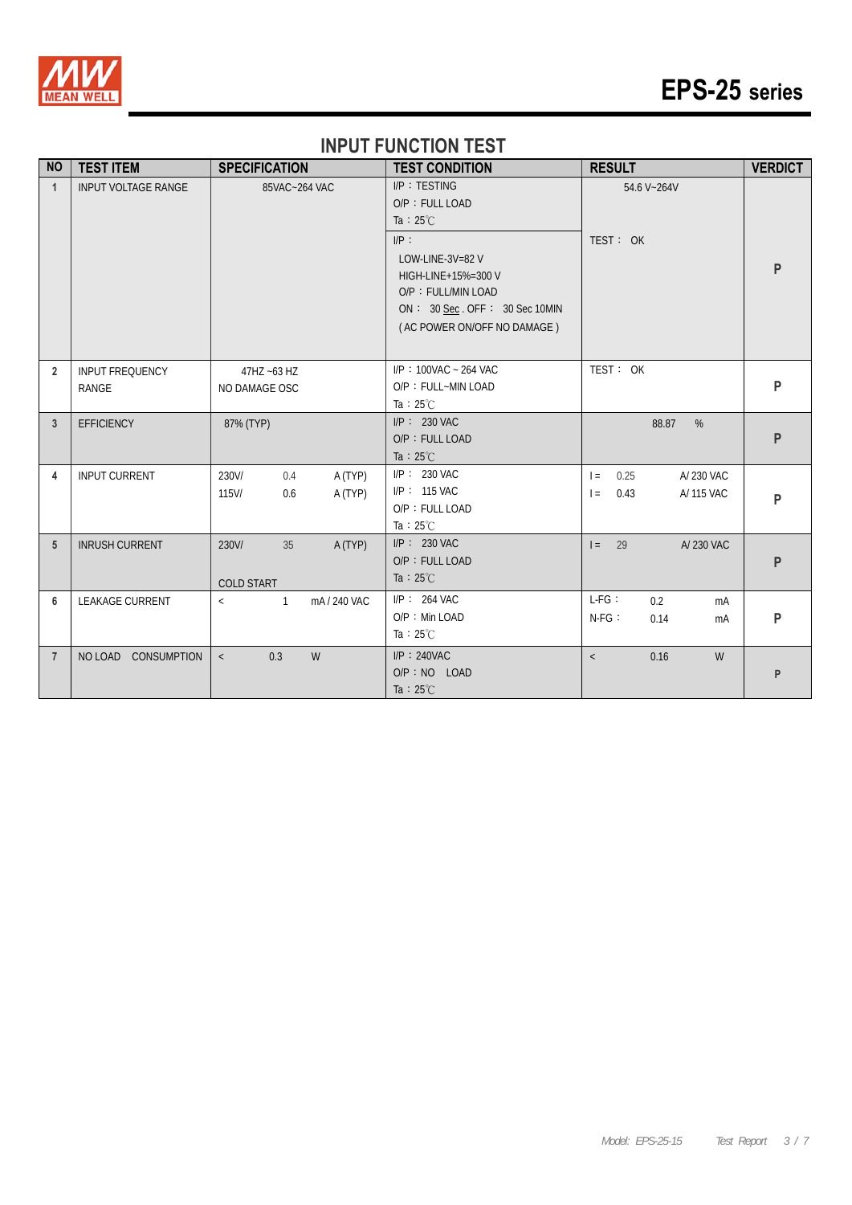## INPUT FUNCTION TEST

| NO | TEST ITEM | SPECIFICATION | TEST CONDITION | RESULT | VERDICT |
|---|---|---|---|---|---|
| 1 | INPUT VOLTAGE RANGE | 85VAC~264 VAC | I/P：TESTING<br>O/P：FULL LOAD<br>Ta：25℃ | 54.6 V~264V | P |
| | | | I/P：<br>LOW-LINE-3V=82 V<br>HIGH-LINE+15%=300 V<br>O/P：FULL/MIN LOAD<br>ON： 30 Sec . OFF： 30 Sec 10MIN<br>( AC POWER ON/OFF NO DAMAGE ) | TEST： OK | |
| 2 | INPUT FREQUENCY RANGE | 47HZ ~63 HZ<br>NO DAMAGE OSC | I/P：100VAC ~ 264 VAC<br>O/P：FULL~MIN LOAD<br>Ta：25℃ | TEST： OK | P |
| 3 | EFFICIENCY | 87% (TYP) | I/P： 230 VAC<br>O/P：FULL LOAD<br>Ta：25℃ | 88.87 % | P |
| 4 | INPUT CURRENT | 230V/ 0.4 A (TYP)<br>115V/ 0.6 A (TYP) | I/P： 230 VAC<br>I/P： 115 VAC<br>O/P：FULL LOAD<br>Ta：25℃ | I = 0.25 A/ 230 VAC<br>I = 0.43 A/ 115 VAC | P |
| 5 | INRUSH CURRENT | 230V/ 35 A (TYP)<br>COLD START | I/P： 230 VAC<br>O/P：FULL LOAD<br>Ta：25℃ | I = 29 A/ 230 VAC | P |
| 6 | LEAKAGE CURRENT | < 1 mA / 240 VAC | I/P： 264 VAC<br>O/P：Min LOAD<br>Ta：25℃ | L-FG： 0.2 mA<br>N-FG： 0.14 mA | P |
| 7 | NO LOAD CONSUMPTION | < 0.3 W | I/P：240VAC<br>O/P：NO LOAD<br>Ta：25℃ | < 0.16 W | P |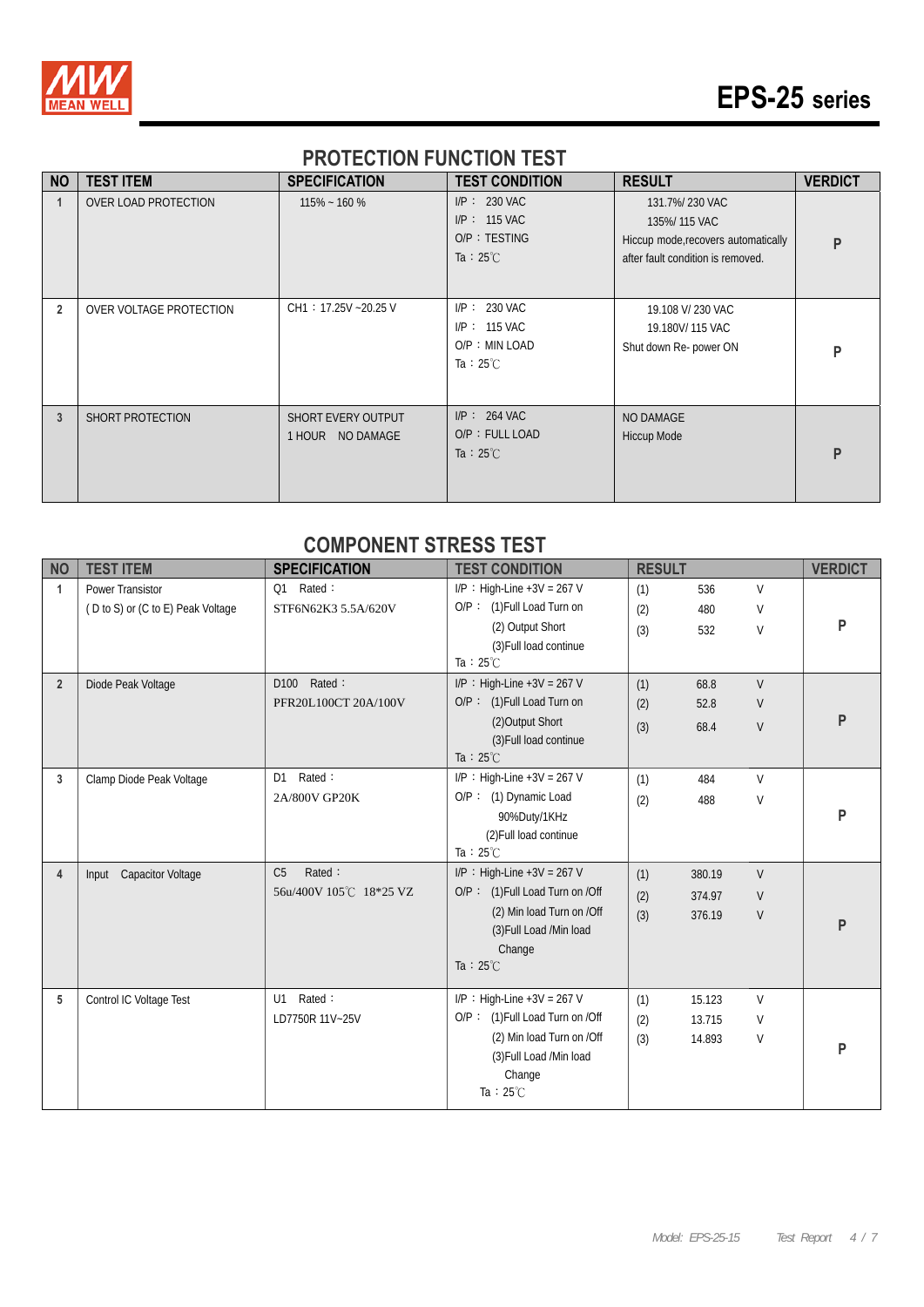## PROTECTION FUNCTION TEST

| NO | TEST ITEM | SPECIFICATION | TEST CONDITION | RESULT | VERDICT |
|---|---|---|---|---|---|
| 1 | OVER LOAD PROTECTION | 115% ~ 160 % | I/P： 230 VAC<br>I/P： 115 VAC<br>O/P：TESTING<br>Ta：25℃ | 131.7%/ 230 VAC<br>135%/ 115 VAC<br>Hiccup mode,recovers automatically after fault condition is removed. | P |
| 2 | OVER VOLTAGE PROTECTION | CH1：17.25V ~20.25 V | I/P： 230 VAC<br>I/P： 115 VAC<br>O/P：MIN LOAD<br>Ta：25℃ | 19.108 V/ 230 VAC<br>19.180V/ 115 VAC<br>Shut down Re- power ON | P |
| 3 | SHORT PROTECTION | SHORT EVERY OUTPUT<br>1 HOUR NO DAMAGE | I/P： 264 VAC<br>O/P：FULL LOAD<br>Ta：25℃ | NO DAMAGE<br>Hiccup Mode | P |

## COMPONENT STRESS TEST

| NO | TEST ITEM | SPECIFICATION | TEST CONDITION | RESULT | VERDICT |
|---|---|---|---|---|---|
| 1 | Power Transistor<br>( D to S) or (C to E) Peak Voltage | Q1 Rated：<br>STF6N62K3 5.5A/620V | I/P：High-Line +3V = 267 V<br>O/P： (1)Full Load Turn on<br>(2) Output Short<br>(3)Full load continue<br>Ta：25℃ | (1) 536 V<br>(2) 480 V<br>(3) 532 V | P |
| 2 | Diode Peak Voltage | D100 Rated：<br>PFR20L100CT 20A/100V | I/P：High-Line +3V = 267 V<br>O/P： (1)Full Load Turn on<br>(2)Output Short<br>(3)Full load continue<br>Ta：25℃ | (1) 68.8 V<br>(2) 52.8 V<br>(3) 68.4 V | P |
| 3 | Clamp Diode Peak Voltage | D1 Rated：<br>2A/800V GP20K | I/P：High-Line +3V = 267 V<br>O/P： (1) Dynamic Load 90%Duty/1KHz<br>(2)Full load continue<br>Ta：25℃ | (1) 484 V<br>(2) 488 V | P |
| 4 | Input Capacitor Voltage | C5 Rated：<br>56u/400V 105℃ 18*25 VZ | I/P：High-Line +3V = 267 V<br>O/P： (1)Full Load Turn on /Off<br>(2) Min load Turn on /Off<br>(3)Full Load /Min load Change<br>Ta：25℃ | (1) 380.19 V<br>(2) 374.97 V<br>(3) 376.19 V | P |
| 5 | Control IC Voltage Test | U1 Rated：<br>LD7750R 11V~25V | I/P：High-Line +3V = 267 V<br>O/P： (1)Full Load Turn on /Off<br>(2) Min load Turn on /Off<br>(3)Full Load /Min load Change<br>Ta：25℃ | (1) 15.123 V<br>(2) 13.715 V<br>(3) 14.893 V | P |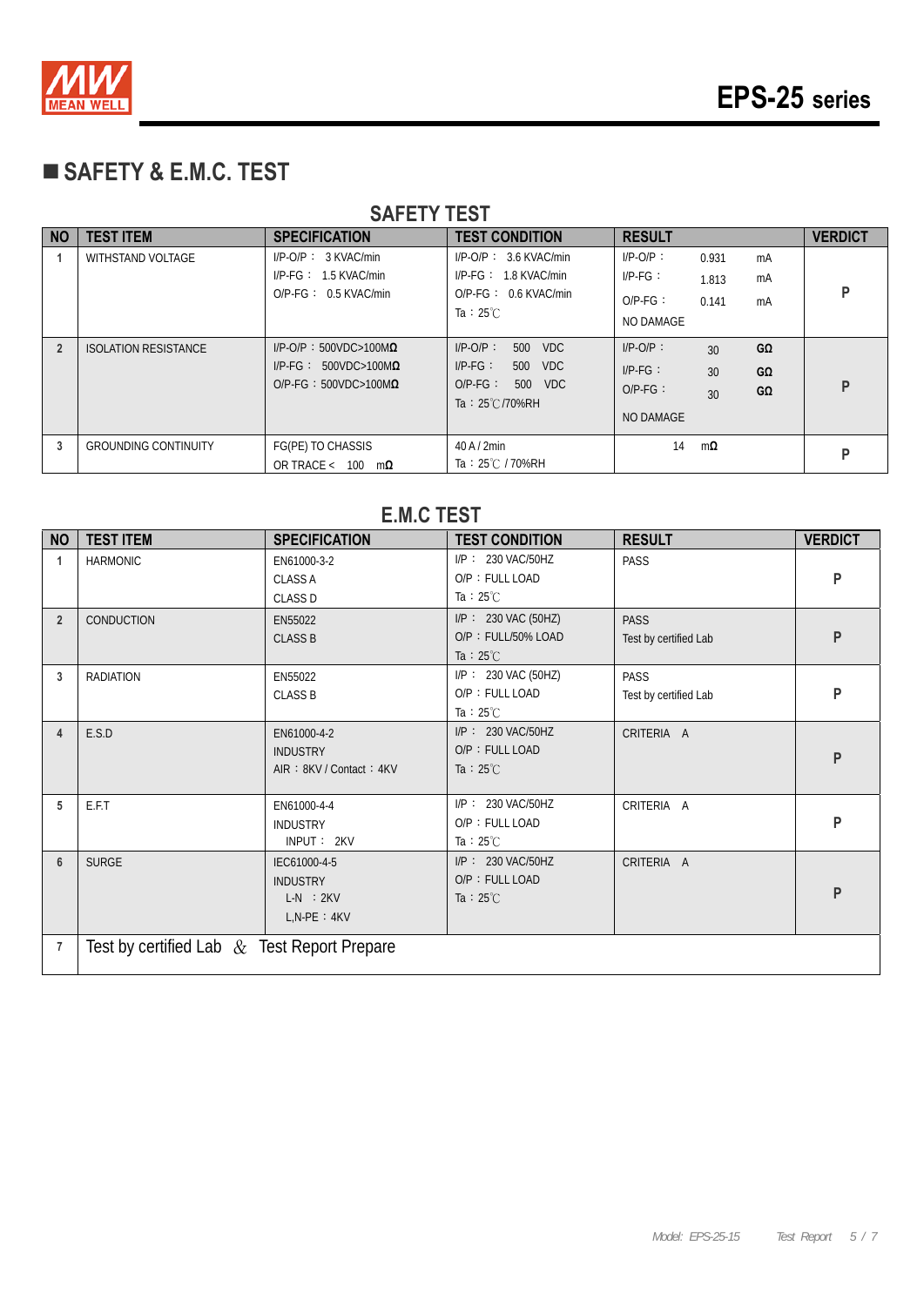# EPS-25 series

## ■ SAFETY & E.M.C. TEST

### SAFETY TEST

| NO | TEST ITEM | SPECIFICATION | TEST CONDITION | RESULT | VERDICT |
|---|---|---|---|---|---|
| 1 | WITHSTAND VOLTAGE | I/P-O/P： 3 KVAC/min<br>I/P-FG： 1.5 KVAC/min<br>O/P-FG： 0.5 KVAC/min | I/P-O/P： 3.6 KVAC/min<br>I/P-FG： 1.8 KVAC/min<br>O/P-FG： 0.6 KVAC/min<br>Ta：25℃ | I/P-O/P： 0.931 mA<br>I/P-FG： 1.813 mA<br>O/P-FG： 0.141 mA<br>NO DAMAGE | P |
| 2 | ISOLATION RESISTANCE | I/P-O/P：500VDC>100MΩ<br>I/P-FG： 500VDC>100MΩ<br>O/P-FG：500VDC>100MΩ | I/P-O/P： 500 VDC<br>I/P-FG： 500 VDC<br>O/P-FG： 500 VDC<br>Ta：25℃/70%RH | I/P-O/P： 30 GΩ<br>I/P-FG： 30 GΩ<br>O/P-FG： 30 GΩ<br>NO DAMAGE | P |
| 3 | GROUNDING CONTINUITY | FG(PE) TO CHASSIS<br>OR TRACE < 100 mΩ | 40 A / 2min<br>Ta：25℃ / 70%RH | 14 mΩ | P |

### E.M.C TEST

| NO | TEST ITEM | SPECIFICATION | TEST CONDITION | RESULT | VERDICT |
|---|---|---|---|---|---|
| 1 | HARMONIC | EN61000-3-2<br>CLASS A<br>CLASS D | I/P： 230 VAC/50HZ<br>O/P：FULL LOAD<br>Ta：25℃ | PASS | P |
| 2 | CONDUCTION | EN55022<br>CLASS B | I/P： 230 VAC (50HZ)<br>O/P：FULL/50% LOAD<br>Ta：25℃ | PASS<br>Test by certified Lab | P |
| 3 | RADIATION | EN55022<br>CLASS B | I/P： 230 VAC (50HZ)<br>O/P：FULL LOAD<br>Ta：25℃ | PASS<br>Test by certified Lab | P |
| 4 | E.S.D | EN61000-4-2<br>INDUSTRY<br>AIR：8KV / Contact：4KV | I/P： 230 VAC/50HZ<br>O/P：FULL LOAD<br>Ta：25℃ | CRITERIA A | P |
| 5 | E.F.T | EN61000-4-4<br>INDUSTRY<br>INPUT： 2KV | I/P： 230 VAC/50HZ<br>O/P：FULL LOAD<br>Ta：25℃ | CRITERIA A | P |
| 6 | SURGE | IEC61000-4-5<br>INDUSTRY<br>L-N ：2KV<br>L,N-PE：4KV | I/P： 230 VAC/50HZ<br>O/P：FULL LOAD<br>Ta：25℃ | CRITERIA A | P |
| 7 | Test by certified Lab & Test Report Prepare | | | | |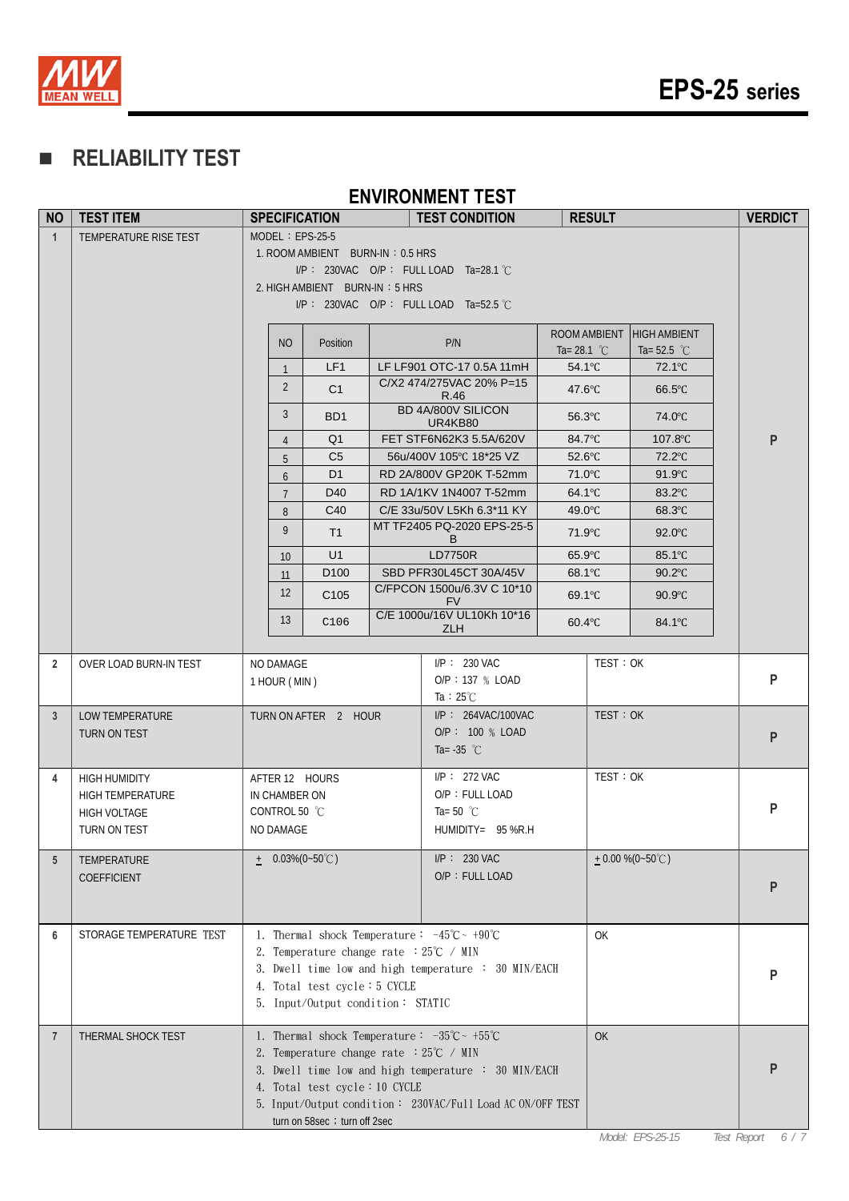## RELIABILITY TEST

### ENVIRONMENT TEST

| NO | TEST ITEM | SPECIFICATION | TEST CONDITION | RESULT | VERDICT |
|---|---|---|---|---|---|
| 1 | TEMPERATURE RISE TEST | MODEL：EPS-25-5<br>1. ROOM AMBIENT BURN-IN：0.5 HRS<br>I/P： 230VAC O/P： FULL LOAD Ta=28.1 ℃<br>2. HIGH AMBIENT BURN-IN：5 HRS<br>I/P： 230VAC O/P： FULL LOAD Ta=52.5 ℃ | | | P |

| NO | Position | P/N | ROOM AMBIENT Ta= 28.1 ℃ | HIGH AMBIENT Ta= 52.5 ℃ |
|---|---|---|---|---|
| 1 | LF1 | LF LF901 OTC-17 0.5A 11mH | 54.1℃ | 72.1℃ |
| 2 | C1 | C/X2 474/275VAC 20% P=15 R.46 | 47.6℃ | 66.5℃ |
| 3 | BD1 | BD 4A/800V SILICON UR4KB80 | 56.3℃ | 74.0℃ |
| 4 | Q1 | FET STF6N62K3 5.5A/620V | 84.7℃ | 107.8℃ |
| 5 | C5 | 56u/400V 105℃ 18*25 VZ | 52.6℃ | 72.2℃ |
| 6 | D1 | RD 2A/800V GP20K T-52mm | 71.0℃ | 91.9℃ |
| 7 | D40 | RD 1A/1KV 1N4007 T-52mm | 64.1℃ | 83.2℃ |
| 8 | C40 | C/E 33u/50V L5Kh 6.3*11 KY | 49.0℃ | 68.3℃ |
| 9 | T1 | MT TF2405 PQ-2020 EPS-25-5 B | 71.9℃ | 92.0℃ |
| 10 | U1 | LD7750R | 65.9℃ | 85.1℃ |
| 11 | D100 | SBD PFR30L45CT 30A/45V | 68.1℃ | 90.2℃ |
| 12 | C105 | C/FPCON 1500u/6.3V C 10*10 FV | 69.1℃ | 90.9℃ |
| 13 | C106 | C/E 1000u/16V UL10Kh 10*16 ZLH | 60.4℃ | 84.1℃ |

| NO | TEST ITEM | SPECIFICATION | TEST CONDITION | RESULT | VERDICT |
|---|---|---|---|---|---|
| 2 | OVER LOAD BURN-IN TEST | NO DAMAGE<br>1 HOUR ( MIN ) | I/P： 230 VAC<br>O/P：137 % LOAD<br>Ta：25℃ | TEST：OK | P |
| 3 | LOW TEMPERATURE TURN ON TEST | TURN ON AFTER 2 HOUR | I/P： 264VAC/100VAC<br>O/P： 100 % LOAD<br>Ta= -35 ℃ | TEST：OK | P |
| 4 | HIGH HUMIDITY HIGH TEMPERATURE HIGH VOLTAGE TURN ON TEST | AFTER 12 HOURS IN CHAMBER ON CONTROL 50 ℃ NO DAMAGE | I/P： 272 VAC<br>O/P：FULL LOAD<br>Ta= 50 ℃<br>HUMIDITY= 95 %R.H | TEST：OK | P |
| 5 | TEMPERATURE COEFFICIENT | ± 0.03%(0~50℃) | I/P： 230 VAC<br>O/P：FULL LOAD | ± 0.00 %(0~50℃) | P |
| 6 | STORAGE TEMPERATURE TEST | 1. Thermal shock Temperature： -45℃ ~ +90℃<br>2. Temperature change rate ：25℃ / MIN<br>3. Dwell time low and high temperature ： 30 MIN/EACH<br>4. Total test cycle：5 CYCLE<br>5. Input/Output condition： STATIC | | OK | P |
| 7 | THERMAL SHOCK TEST | 1. Thermal shock Temperature： -35℃ ~ +55℃<br>2. Temperature change rate ：25℃ / MIN<br>3. Dwell time low and high temperature ： 30 MIN/EACH<br>4. Total test cycle：10 CYCLE<br>5. Input/Output condition： 230VAC/Full Load AC ON/OFF TEST turn on 58sec；turn off 2sec | | OK | P |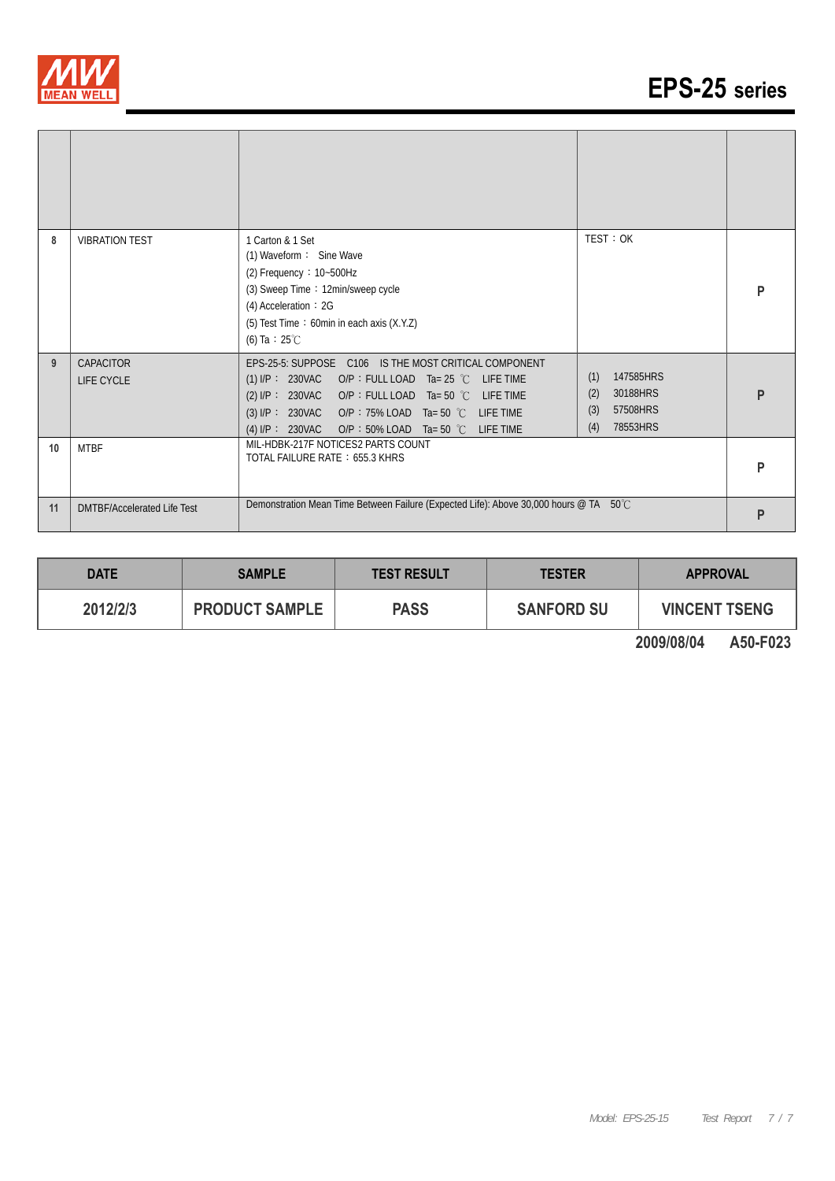# EPS-25 series

| | | | | |
|---|---|---|---|---|
| 8 | VIBRATION TEST | 1 Carton & 1 Set<br>(1) Waveform： Sine Wave<br>(2) Frequency：10~500Hz<br>(3) Sweep Time：12min/sweep cycle<br>(4) Acceleration：2G<br>(5) Test Time：60min in each axis (X.Y.Z)<br>(6) Ta：25℃ | TEST：OK | P |
| 9 | CAPACITOR LIFE CYCLE | EPS-25-5: SUPPOSE C106 IS THE MOST CRITICAL COMPONENT<br>(1) I/P： 230VAC O/P：FULL LOAD Ta= 25 ℃ LIFE TIME<br>(2) I/P： 230VAC O/P：FULL LOAD Ta= 50 ℃ LIFE TIME<br>(3) I/P： 230VAC O/P：75% LOAD Ta= 50 ℃ LIFE TIME<br>(4) I/P： 230VAC O/P：50% LOAD Ta= 50 ℃ LIFE TIME | (1) 147585HRS<br>(2) 30188HRS<br>(3) 57508HRS<br>(4) 78553HRS | P |
| 10 | MTBF | MIL-HDBK-217F NOTICES2 PARTS COUNT<br>TOTAL FAILURE RATE：655.3 KHRS | | P |
| 11 | DMTBF/Accelerated Life Test | Demonstration Mean Time Between Failure (Expected Life): Above 30,000 hours @ TA 50℃ | | P |

| DATE | SAMPLE | TEST RESULT | TESTER | APPROVAL |
|---|---|---|---|---|
| 2012/2/3 | PRODUCT SAMPLE | PASS | SANFORD SU | VINCENT TSENG |

2009/08/04 A50-F023

Model: EPS-25-15 Test Report